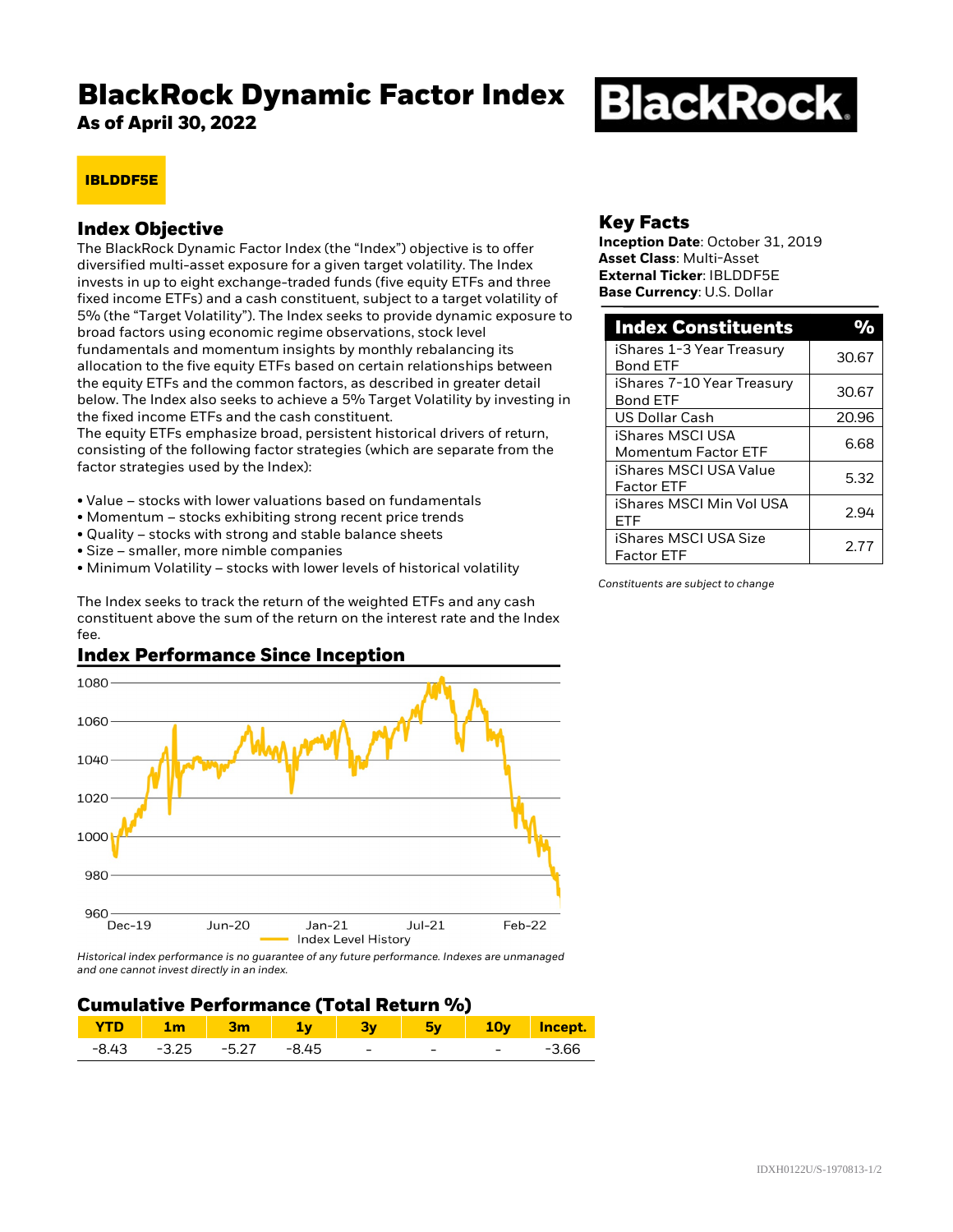# BlackRock Dynamic Factor Index

**As of April 30, 2022**

**IBLDDF5E**

## Index Objective

The BlackRock Dynamic Factor Index (the "Index") objective is to offer diversified multi-asset exposure for a given target volatility. The Index invests in up to eight exchange-traded funds (five equity ETFs and three fixed income ETFs) and a cash constituent, subject to a target volatility of 5% (the "Target Volatility"). The Index seeks to provide dynamic exposure to broad factors using economic regime observations, stock level fundamentals and momentum insights by monthly rebalancing its allocation to the five equity ETFs based on certain relationships between the equity ETFs and the common factors, as described in greater detail below. The Index also seeks to achieve a 5% Target Volatility by investing in the fixed income ETFs and the cash constituent.

The equity ETFs emphasize broad, persistent historical drivers of return, consisting of the following factor strategies (which are separate from the factor strategies used by the Index):

- Value – stocks with lower valuations based on fundamentals
- Momentum – stocks exhibiting strong recent price trends
- Quality – stocks with strong and stable balance sheets
- Size – smaller, more nimble companies
- Minimum Volatility – stocks with lower levels of historical volatility

The Index seeks to track the return of the weighted ETFs and any cash constituent above the sum of the return on the interest rate and the Index fee.

## Index Performance Since Inception

*Historical index performance is no guarantee of any future performance. Indexes are unmanaged and one cannot invest directly in an index.*

## Cumulative Performance (Total Return %)

| YTD | 1m | 3m | 1y | 3y | 5y | 10y | Incept. |
|---|---|---|---|---|---|---|---|
| -8.43 | -3.25 | -5.27 | -8.45 | - | - | - | -3.66 |

## Key Facts

**Inception Date**: October 31, 2019
**Asset Class**: Multi-Asset
**External Ticker**: IBLDDF5E
**Base Currency**: U.S. Dollar

| Index Constituents | % |
|---|---|
| iShares 1-3 Year Treasury Bond ETF | 30.67 |
| iShares 7-10 Year Treasury Bond ETF | 30.67 |
| US Dollar Cash | 20.96 |
| iShares MSCI USA Momentum Factor ETF | 6.68 |
| iShares MSCI USA Value Factor ETF | 5.32 |
| iShares MSCI Min Vol USA ETF | 2.94 |
| iShares MSCI USA Size Factor ETF | 2.77 |

*Constituents are subject to change*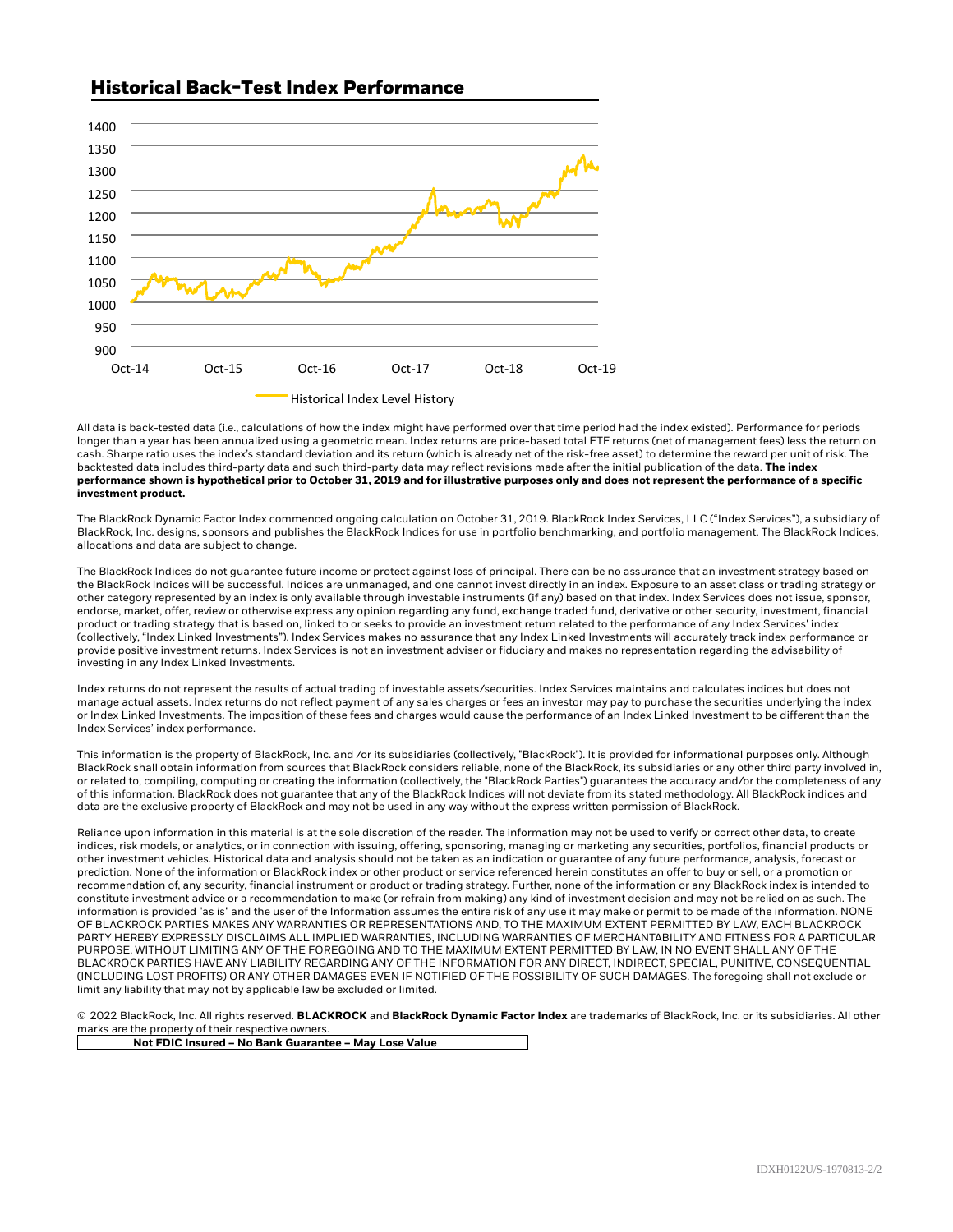## Historical Back-Test Index Performance

1400
1350
1300
1250
1200
1150
1100
1050
1000
950
900

Oct-14 Oct-15 Oct-16 Oct-17 Oct-18 Oct-19

Historical Index Level History

All data is back-tested data (i.e., calculations of how the index might have performed over that time period had the index existed). Performance for periods longer than a year has been annualized using a geometric mean. Index returns are price-based total ETF returns (net of management fees) less the return on cash. Sharpe ratio uses the index's standard deviation and its return (which is already net of the risk-free asset) to determine the reward per unit of risk. The backtested data includes third-party data and such third-party data may reflect revisions made after the initial publication of the data. **The index performance shown is hypothetical prior to October 31, 2019 and for illustrative purposes only and does not represent the performance of a specific investment product.**

The BlackRock Dynamic Factor Index commenced ongoing calculation on October 31, 2019. BlackRock Index Services, LLC ("Index Services"), a subsidiary of BlackRock, Inc. designs, sponsors and publishes the BlackRock Indices for use in portfolio benchmarking, and portfolio management. The BlackRock Indices, allocations and data are subject to change.

The BlackRock Indices do not guarantee future income or protect against loss of principal. There can be no assurance that an investment strategy based on the BlackRock Indices will be successful. Indices are unmanaged, and one cannot invest directly in an index. Exposure to an asset class or trading strategy or other category represented by an index is only available through investable instruments (if any) based on that index. Index Services does not issue, sponsor, endorse, market, offer, review or otherwise express any opinion regarding any fund, exchange traded fund, derivative or other security, investment, financial product or trading strategy that is based on, linked to or seeks to provide an investment return related to the performance of any Index Services' index (collectively, "Index Linked Investments"). Index Services makes no assurance that any Index Linked Investments will accurately track index performance or provide positive investment returns. Index Services is not an investment adviser or fiduciary and makes no representation regarding the advisability of investing in any Index Linked Investments.

Index returns do not represent the results of actual trading of investable assets/securities. Index Services maintains and calculates indices but does not manage actual assets. Index returns do not reflect payment of any sales charges or fees an investor may pay to purchase the securities underlying the index or Index Linked Investments. The imposition of these fees and charges would cause the performance of an Index Linked Investment to be different than the Index Services' index performance.

This information is the property of BlackRock, Inc. and /or its subsidiaries (collectively, "BlackRock"). It is provided for informational purposes only. Although BlackRock shall obtain information from sources that BlackRock considers reliable, none of the BlackRock, its subsidiaries or any other third party involved in, or related to, compiling, computing or creating the information (collectively, the "BlackRock Parties") guarantees the accuracy and/or the completeness of any of this information. BlackRock does not guarantee that any of the BlackRock Indices will not deviate from its stated methodology. All BlackRock indices and data are the exclusive property of BlackRock and may not be used in any way without the express written permission of BlackRock.

Reliance upon information in this material is at the sole discretion of the reader. The information may not be used to verify or correct other data, to create indices, risk models, or analytics, or in connection with issuing, offering, sponsoring, managing or marketing any securities, portfolios, financial products or other investment vehicles. Historical data and analysis should not be taken as an indication or guarantee of any future performance, analysis, forecast or prediction. None of the information or BlackRock index or other product or service referenced herein constitutes an offer to buy or sell, or a promotion or recommendation of, any security, financial instrument or product or trading strategy. Further, none of the information or any BlackRock index is intended to constitute investment advice or a recommendation to make (or refrain from making) any kind of investment decision and may not be relied on as such. The information is provided "as is" and the user of the Information assumes the entire risk of any use it may make or permit to be made of the information. NONE OF THE BLACKROCK PARTIES MAKES ANY WARRANTIES OR REPRESENTATIONS AND, TO THE MAXIMUM EXTENT PERMITTED BY LAW, EACH BLACKROCK PARTY HEREBY EXPRESSLY DISCLAIMS ALL IMPLIED WARRANTIES, INCLUDING WARRANTIES OF MERCHANTABILITY AND FITNESS FOR A PARTICULAR PURPOSE. WITHOUT LIMITING ANY OF THE FOREGOING AND TO THE MAXIMUM EXTENT PERMITTED BY LAW, IN NO EVENT SHALL ANY OF THE BLACKROCK PARTIES HAVE ANY LIABILITY REGARDING ANY OF THE INFORMATION FOR ANY DIRECT, INDIRECT, SPECIAL, PUNITIVE, CONSEQUENTIAL (INCLUDING LOST PROFITS) OR ANY OTHER DAMAGES EVEN IF NOTIFIED OF THE POSSIBILITY OF SUCH DAMAGES. The foregoing shall not exclude or limit any liability that may not by applicable law be excluded or limited.

© 2022 BlackRock, Inc. All rights reserved. **BLACKROCK** and **BlackRock Dynamic Factor Index** are trademarks of BlackRock, Inc. or its subsidiaries. All other marks are the property of their respective owners.

**Not FDIC Insured – No Bank Guarantee – May Lose Value**

IDXH0122U/S-1970813-2/2